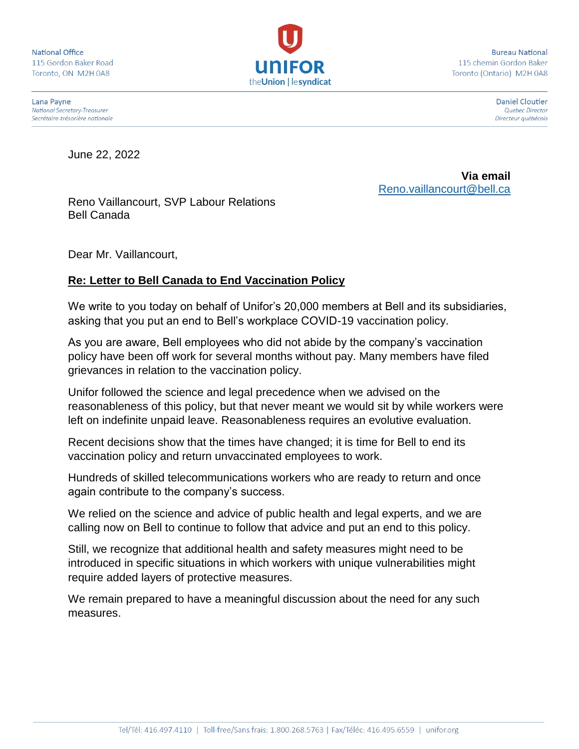National Office
115 Gordon Baker Road
Toronto, ON M2H 0A8

Bureau National
115 chemin Gordon Baker
Toronto (Ontario) M2H 0A8

Lana Payne
*National Secretary-Treasurer*
*Secrétaire-trésorière nationale*

Daniel Cloutier
*Quebec Director*
*Directeur québécois*

June 22, 2022

**Via email**
Reno.vaillancourt@bell.ca

Reno Vaillancourt, SVP Labour Relations
Bell Canada

Dear Mr. Vaillancourt,

**Re: Letter to Bell Canada to End Vaccination Policy**

We write to you today on behalf of Unifor's 20,000 members at Bell and its subsidiaries, asking that you put an end to Bell's workplace COVID-19 vaccination policy.

As you are aware, Bell employees who did not abide by the company's vaccination policy have been off work for several months without pay. Many members have filed grievances in relation to the vaccination policy.

Unifor followed the science and legal precedence when we advised on the reasonableness of this policy, but that never meant we would sit by while workers were left on indefinite unpaid leave. Reasonableness requires an evolutive evaluation.

Recent decisions show that the times have changed; it is time for Bell to end its vaccination policy and return unvaccinated employees to work.

Hundreds of skilled telecommunications workers who are ready to return and once again contribute to the company's success.

We relied on the science and advice of public health and legal experts, and we are calling now on Bell to continue to follow that advice and put an end to this policy.

Still, we recognize that additional health and safety measures might need to be introduced in specific situations in which workers with unique vulnerabilities might require added layers of protective measures.

We remain prepared to have a meaningful discussion about the need for any such measures.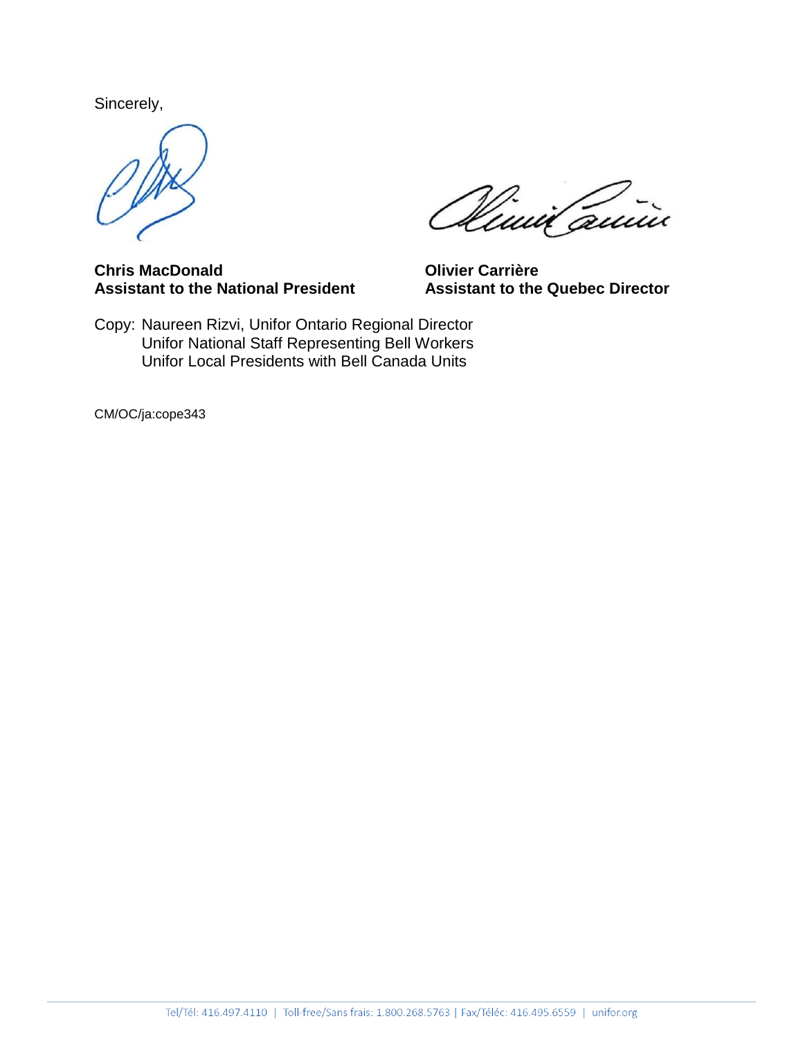Sincerely,

**Chris MacDonald**
**Assistant to the National President**

**Olivier Carrière**
**Assistant to the Quebec Director**

Copy: Naureen Rizvi, Unifor Ontario Regional Director
Unifor National Staff Representing Bell Workers
Unifor Local Presidents with Bell Canada Units

CM/OC/ja:cope343